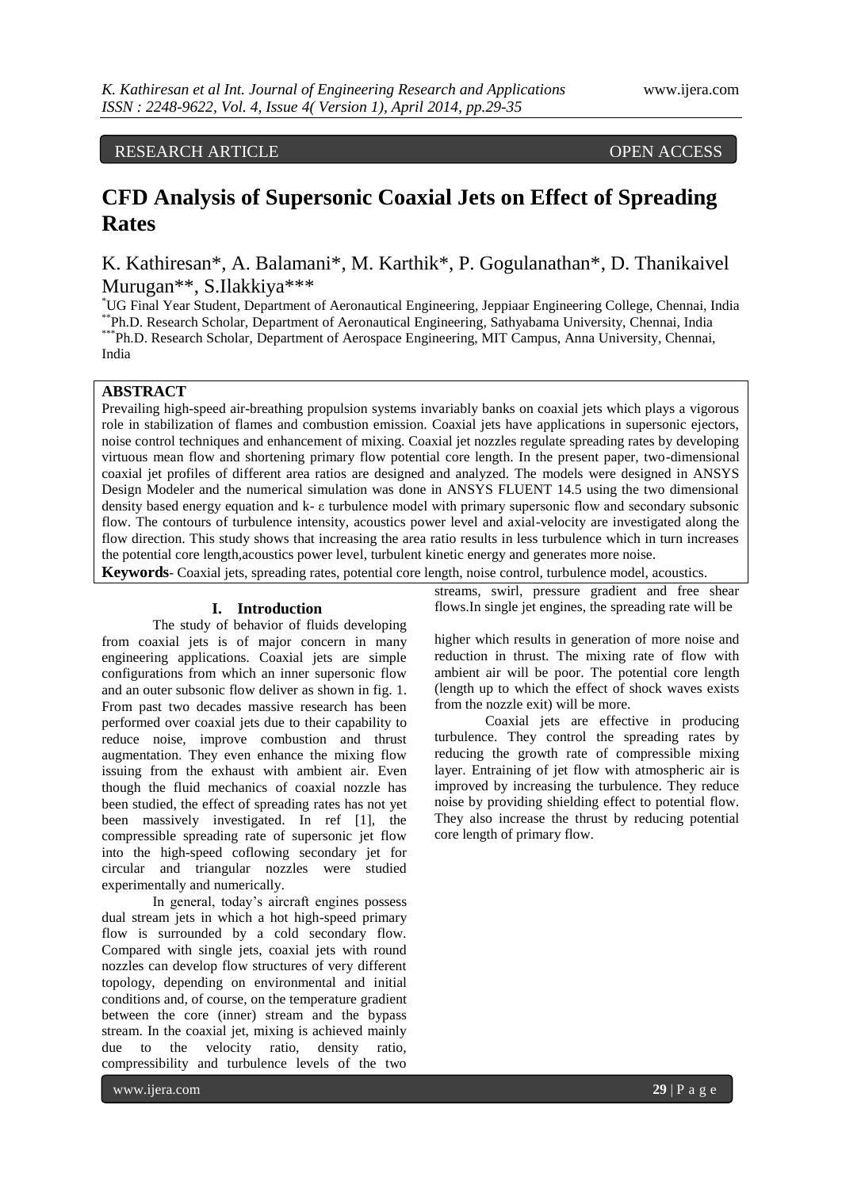RESEARCH ARTICLE OPEN ACCESS

# CFD Analysis of Supersonic Coaxial Jets on Effect of Spreading Rates

K. Kathiresan*, A. Balamani*, M. Karthik*, P. Gogulanathan*, D. Thanikaivel Murugan**, S.Ilakkiya***

*UG Final Year Student, Department of Aeronautical Engineering, Jeppiaar Engineering College, Chennai, India
**Ph.D. Research Scholar, Department of Aeronautical Engineering, Sathyabama University, Chennai, India
***Ph.D. Research Scholar, Department of Aerospace Engineering, MIT Campus, Anna University, Chennai, India

## ABSTRACT

Prevailing high-speed air-breathing propulsion systems invariably banks on coaxial jets which plays a vigorous role in stabilization of flames and combustion emission. Coaxial jets have applications in supersonic ejectors, noise control techniques and enhancement of mixing. Coaxial jet nozzles regulate spreading rates by developing virtuous mean flow and shortening primary flow potential core length. In the present paper, two-dimensional coaxial jet profiles of different area ratios are designed and analyzed. The models were designed in ANSYS Design Modeler and the numerical simulation was done in ANSYS FLUENT 14.5 using the two dimensional density based energy equation and k- ε turbulence model with primary supersonic flow and secondary subsonic flow. The contours of turbulence intensity, acoustics power level and axial-velocity are investigated along the flow direction. This study shows that increasing the area ratio results in less turbulence which in turn increases the potential core length,acoustics power level, turbulent kinetic energy and generates more noise.

**Keywords**- Coaxial jets, spreading rates, potential core length, noise control, turbulence model, acoustics.

## I. Introduction

The study of behavior of fluids developing from coaxial jets is of major concern in many engineering applications. Coaxial jets are simple configurations from which an inner supersonic flow and an outer subsonic flow deliver as shown in fig. 1. From past two decades massive research has been performed over coaxial jets due to their capability to reduce noise, improve combustion and thrust augmentation. They even enhance the mixing flow issuing from the exhaust with ambient air. Even though the fluid mechanics of coaxial nozzle has been studied, the effect of spreading rates has not yet been massively investigated. In ref [1], the compressible spreading rate of supersonic jet flow into the high-speed coflowing secondary jet for circular and triangular nozzles were studied experimentally and numerically.

In general, today's aircraft engines possess dual stream jets in which a hot high-speed primary flow is surrounded by a cold secondary flow. Compared with single jets, coaxial jets with round nozzles can develop flow structures of very different topology, depending on environmental and initial conditions and, of course, on the temperature gradient between the core (inner) stream and the bypass stream. In the coaxial jet, mixing is achieved mainly due to the velocity ratio, density ratio, compressibility and turbulence levels of the two streams, swirl, pressure gradient and free shear flows.In single jet engines, the spreading rate will be higher which results in generation of more noise and reduction in thrust. The mixing rate of flow with ambient air will be poor. The potential core length (length up to which the effect of shock waves exists from the nozzle exit) will be more.

Coaxial jets are effective in producing turbulence. They control the spreading rates by reducing the growth rate of compressible mixing layer. Entraining of jet flow with atmospheric air is improved by increasing the turbulence. They reduce noise by providing shielding effect to potential flow. They also increase the thrust by reducing potential core length of primary flow.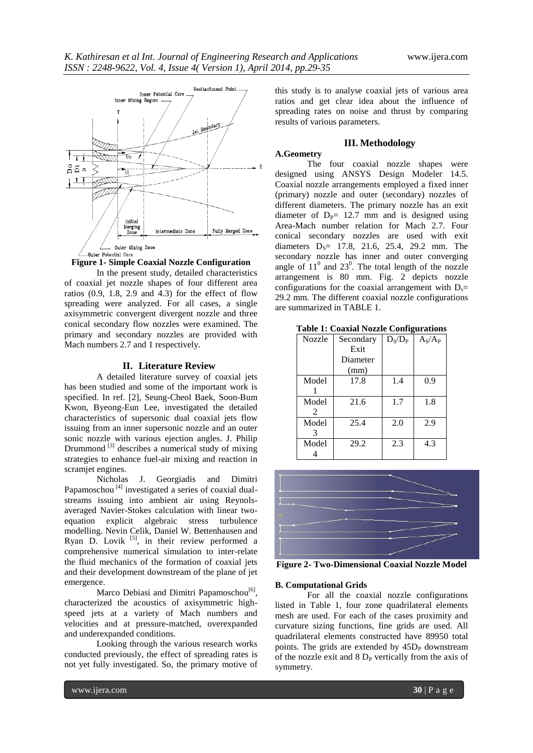**Figure 1- Simple Coaxial Nozzle Configuration**

In the present study, detailed characteristics of coaxial jet nozzle shapes of four different area ratios (0.9, 1.8, 2.9 and 4.3) for the effect of flow spreading were analyzed. For all cases, a single axisymmetric convergent divergent nozzle and three conical secondary flow nozzles were examined. The primary and secondary nozzles are provided with Mach numbers 2.7 and 1 respectively.

## II. Literature Review

A detailed literature survey of coaxial jets has been studied and some of the important work is specified. In ref. [2], Seung-Cheol Baek, Soon-Bum Kwon, Byeong-Eun Lee, investigated the detailed characteristics of supersonic dual coaxial jets flow issuing from an inner supersonic nozzle and an outer sonic nozzle with various ejection angles. J. Philip Drummond [3] describes a numerical study of mixing strategies to enhance fuel-air mixing and reaction in scramjet engines.

Nicholas J. Georgiadis and Dimitri Papamoschou [4] investigated a series of coaxial dual-streams issuing into ambient air using Reynols-averaged Navier-Stokes calculation with linear two-equation explicit algebraic stress turbulence modelling. Nevin Celik, Daniel W. Bettenhausen and Ryan D. Lovik [5], in their review performed a comprehensive numerical simulation to inter-relate the fluid mechanics of the formation of coaxial jets and their development downstream of the plane of jet emergence.

Marco Debiasi and Dimitri Papamoschou[6], characterized the acoustics of axisymmetric high-speed jets at a variety of Mach numbers and velocities and at pressure-matched, overexpanded and underexpanded conditions.

Looking through the various research works conducted previously, the effect of spreading rates is not yet fully investigated. So, the primary motive of this study is to analyse coaxial jets of various area ratios and get clear idea about the influence of spreading rates on noise and thrust by comparing results of various parameters.

## III. Methodology

### A.Geometry

The four coaxial nozzle shapes were designed using ANSYS Design Modeler 14.5. Coaxial nozzle arrangements employed a fixed inner (primary) nozzle and outer (secondary) nozzles of different diameters. The primary nozzle has an exit diameter of $D_P$= 12.7 mm and is designed using Area-Mach number relation for Mach 2.7. Four conical secondary nozzles are used with exit diameters $D_S$= 17.8, 21.6, 25.4, 29.2 mm. The secondary nozzle has inner and outer converging angle of $11^0$ and $23^0$. The total length of the nozzle arrangement is 80 mm. Fig. 2 depicts nozzle configurations for the coaxial arrangement with $D_s$= 29.2 mm. The different coaxial nozzle configurations are summarized in TABLE 1.

**Table 1: Coaxial Nozzle Configurations**

| Nozzle | Secondary Exit Diameter (mm) | $D_S/D_P$ | $A_S/A_P$ |
|---|---|---|---|
| Model 1 | 17.8 | 1.4 | 0.9 |
| Model 2 | 21.6 | 1.7 | 1.8 |
| Model 3 | 25.4 | 2.0 | 2.9 |
| Model 4 | 29.2 | 2.3 | 4.3 |

**Figure 2- Two-Dimensional Coaxial Nozzle Model**

### B. Computational Grids

For all the coaxial nozzle configurations listed in Table 1, four zone quadrilateral elements mesh are used. For each of the cases proximity and curvature sizing functions, fine grids are used. All quadrilateral elements constructed have 89950 total points. The grids are extended by $45D_P$ downstream of the nozzle exit and 8 $D_P$ vertically from the axis of symmetry.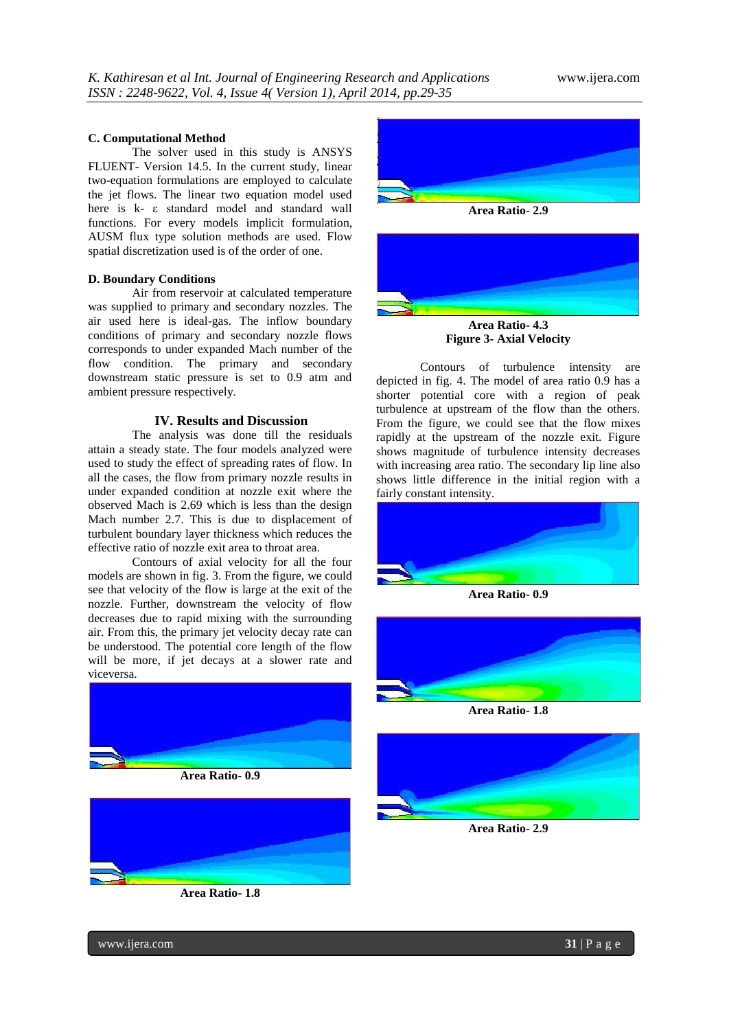**C. Computational Method**

The solver used in this study is ANSYS FLUENT- Version 14.5. In the current study, linear two-equation formulations are employed to calculate the jet flows. The linear two equation model used here is k- ε standard model and standard wall functions. For every models implicit formulation, AUSM flux type solution methods are used. Flow spatial discretization used is of the order of one.

**D. Boundary Conditions**

Air from reservoir at calculated temperature was supplied to primary and secondary nozzles. The air used here is ideal-gas. The inflow boundary conditions of primary and secondary nozzle flows corresponds to under expanded Mach number of the flow condition. The primary and secondary downstream static pressure is set to 0.9 atm and ambient pressure respectively.

## IV. Results and Discussion

The analysis was done till the residuals attain a steady state. The four models analyzed were used to study the effect of spreading rates of flow. In all the cases, the flow from primary nozzle results in under expanded condition at nozzle exit where the observed Mach is 2.69 which is less than the design Mach number 2.7. This is due to displacement of turbulent boundary layer thickness which reduces the effective ratio of nozzle exit area to throat area.

Contours of axial velocity for all the four models are shown in fig. 3. From the figure, we could see that velocity of the flow is large at the exit of the nozzle. Further, downstream the velocity of flow decreases due to rapid mixing with the surrounding air. From this, the primary jet velocity decay rate can be understood. The potential core length of the flow will be more, if jet decays at a slower rate and viceversa.

**Area Ratio- 0.9**

**Area Ratio- 1.8**

**Area Ratio- 2.9**

**Area Ratio- 4.3**

**Figure 3- Axial Velocity**

Contours of turbulence intensity are depicted in fig. 4. The model of area ratio 0.9 has a shorter potential core with a region of peak turbulence at upstream of the flow than the others. From the figure, we could see that the flow mixes rapidly at the upstream of the nozzle exit. Figure shows magnitude of turbulence intensity decreases with increasing area ratio. The secondary lip line also shows little difference in the initial region with a fairly constant intensity.

**Area Ratio- 0.9**

**Area Ratio- 1.8**

**Area Ratio- 2.9**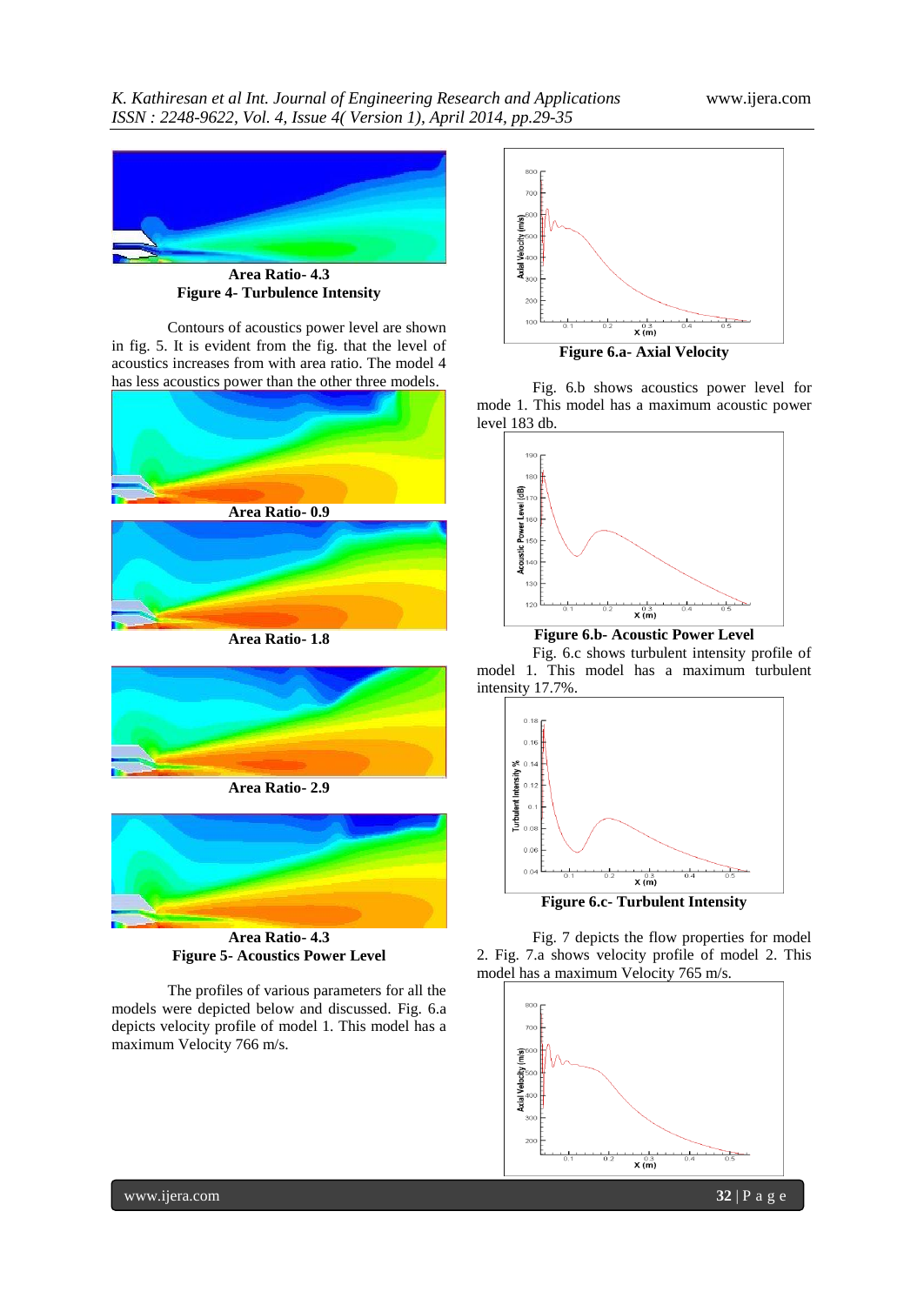Area Ratio- 4.3

**Figure 4- Turbulence Intensity**

Contours of acoustics power level are shown in fig. 5. It is evident from the fig. that the level of acoustics increases from with area ratio. The model 4 has less acoustics power than the other three models.

**Area Ratio- 0.9**

**Area Ratio- 1.8**

**Area Ratio- 2.9**

**Area Ratio- 4.3**

**Figure 5- Acoustics Power Level**

The profiles of various parameters for all the models were depicted below and discussed. Fig. 6.a depicts velocity profile of model 1. This model has a maximum Velocity 766 m/s.

**Figure 6.a- Axial Velocity**

Fig. 6.b shows acoustics power level for mode 1. This model has a maximum acoustic power level 183 db.

**Figure 6.b- Acoustic Power Level**

Fig. 6.c shows turbulent intensity profile of model 1. This model has a maximum turbulent intensity 17.7%.

**Figure 6.c- Turbulent Intensity**

Fig. 7 depicts the flow properties for model 2. Fig. 7.a shows velocity profile of model 2. This model has a maximum Velocity 765 m/s.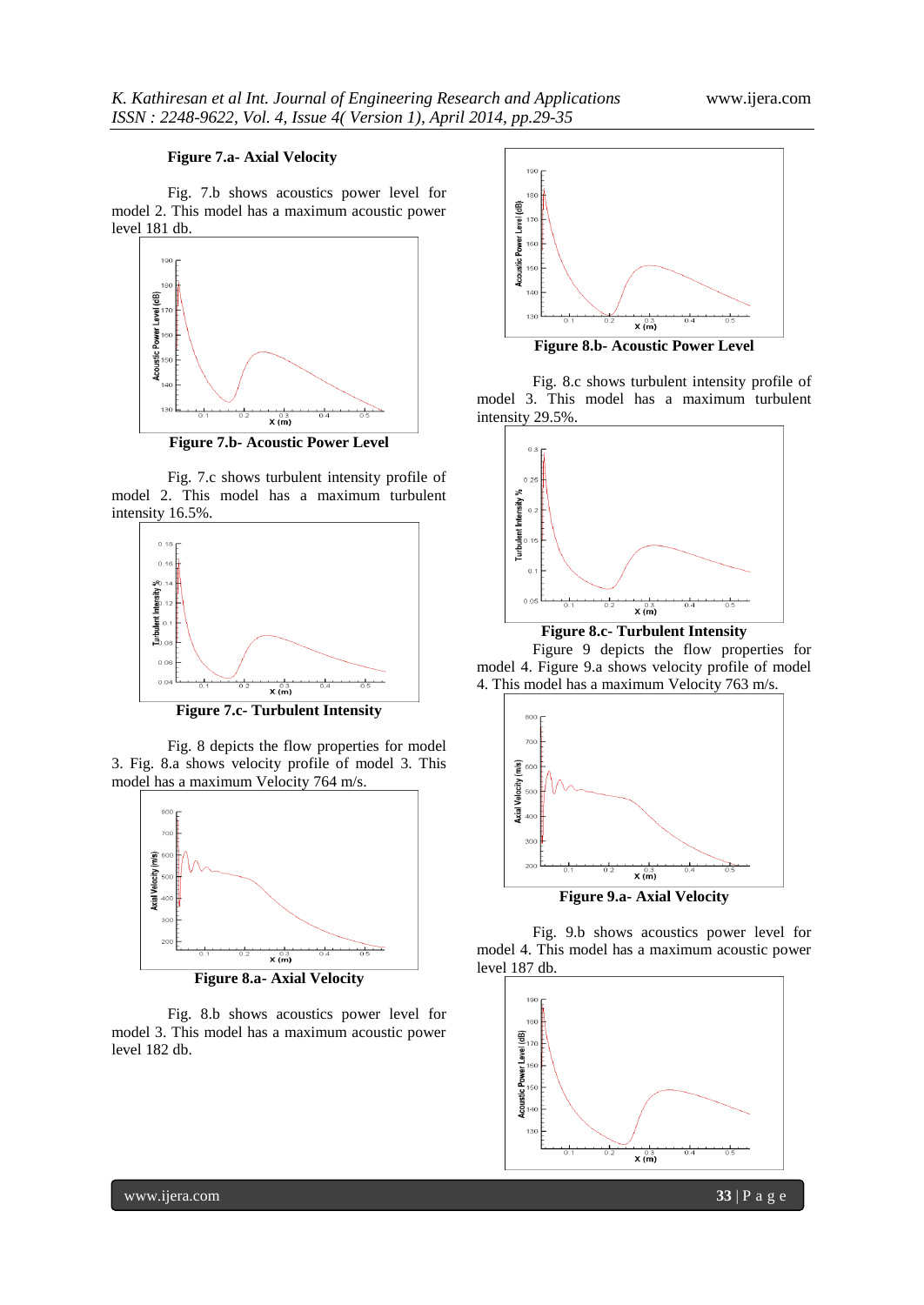**Figure 7.a- Axial Velocity**

Fig. 7.b shows acoustics power level for model 2. This model has a maximum acoustic power level 181 db.

**Figure 7.b- Acoustic Power Level**

Fig. 7.c shows turbulent intensity profile of model 2. This model has a maximum turbulent intensity 16.5%.

**Figure 7.c- Turbulent Intensity**

Fig. 8 depicts the flow properties for model 3. Fig. 8.a shows velocity profile of model 3. This model has a maximum Velocity 764 m/s.

**Figure 8.a- Axial Velocity**

Fig. 8.b shows acoustics power level for model 3. This model has a maximum acoustic power level 182 db.

**Figure 8.b- Acoustic Power Level**

Fig. 8.c shows turbulent intensity profile of model 3. This model has a maximum turbulent intensity 29.5%.

**Figure 8.c- Turbulent Intensity**

Figure 9 depicts the flow properties for model 4. Figure 9.a shows velocity profile of model 4. This model has a maximum Velocity 763 m/s.

**Figure 9.a- Axial Velocity**

Fig. 9.b shows acoustics power level for model 4. This model has a maximum acoustic power level 187 db.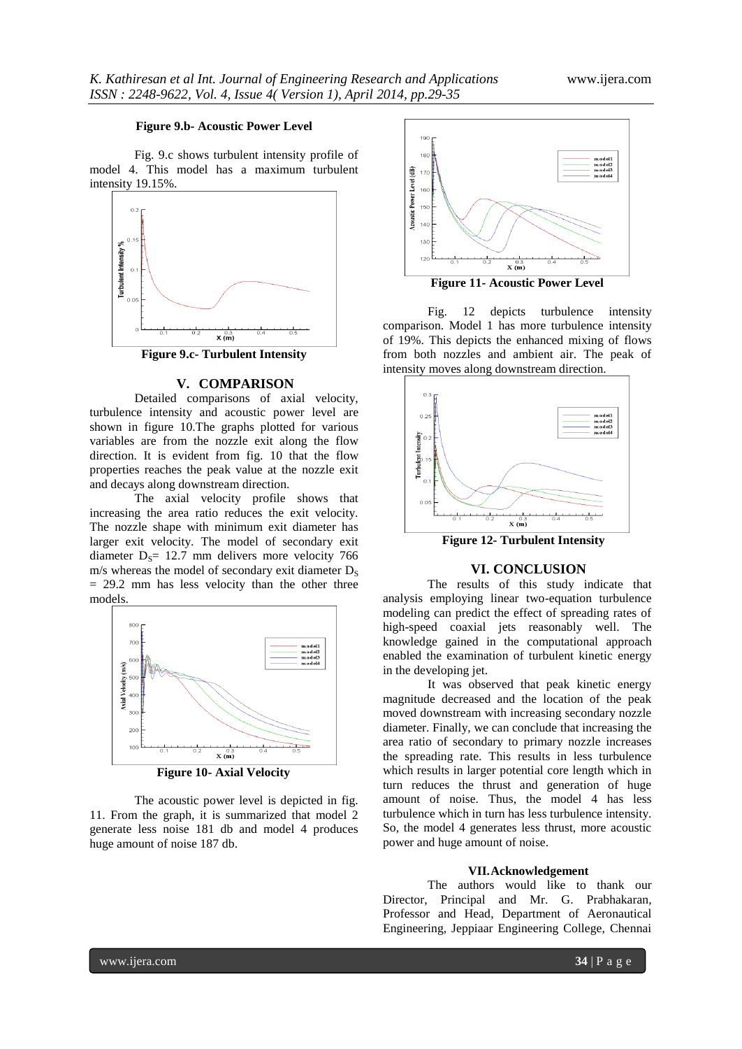**Figure 9.b- Acoustic Power Level**

Fig. 9.c shows turbulent intensity profile of model 4. This model has a maximum turbulent intensity 19.15%.

**Figure 9.c- Turbulent Intensity**

## V. COMPARISON

Detailed comparisons of axial velocity, turbulence intensity and acoustic power level are shown in figure 10.The graphs plotted for various variables are from the nozzle exit along the flow direction. It is evident from fig. 10 that the flow properties reaches the peak value at the nozzle exit and decays along downstream direction.

The axial velocity profile shows that increasing the area ratio reduces the exit velocity. The nozzle shape with minimum exit diameter has larger exit velocity. The model of secondary exit diameter $D_S$= 12.7 mm delivers more velocity 766 m/s whereas the model of secondary exit diameter $D_S$ = 29.2 mm has less velocity than the other three models.

**Figure 10- Axial Velocity**

The acoustic power level is depicted in fig. 11. From the graph, it is summarized that model 2 generate less noise 181 db and model 4 produces huge amount of noise 187 db.

**Figure 11- Acoustic Power Level**

Fig. 12 depicts turbulence intensity comparison. Model 1 has more turbulence intensity of 19%. This depicts the enhanced mixing of flows from both nozzles and ambient air. The peak of intensity moves along downstream direction.

**Figure 12- Turbulent Intensity**

## VI. CONCLUSION

The results of this study indicate that analysis employing linear two-equation turbulence modeling can predict the effect of spreading rates of high-speed coaxial jets reasonably well. The knowledge gained in the computational approach enabled the examination of turbulent kinetic energy in the developing jet.

It was observed that peak kinetic energy magnitude decreased and the location of the peak moved downstream with increasing secondary nozzle diameter. Finally, we can conclude that increasing the area ratio of secondary to primary nozzle increases the spreading rate. This results in less turbulence which results in larger potential core length which in turn reduces the thrust and generation of huge amount of noise. Thus, the model 4 has less turbulence which in turn has less turbulence intensity. So, the model 4 generates less thrust, more acoustic power and huge amount of noise.

## VII. Acknowledgement

The authors would like to thank our Director, Principal and Mr. G. Prabhakaran, Professor and Head, Department of Aeronautical Engineering, Jeppiaar Engineering College, Chennai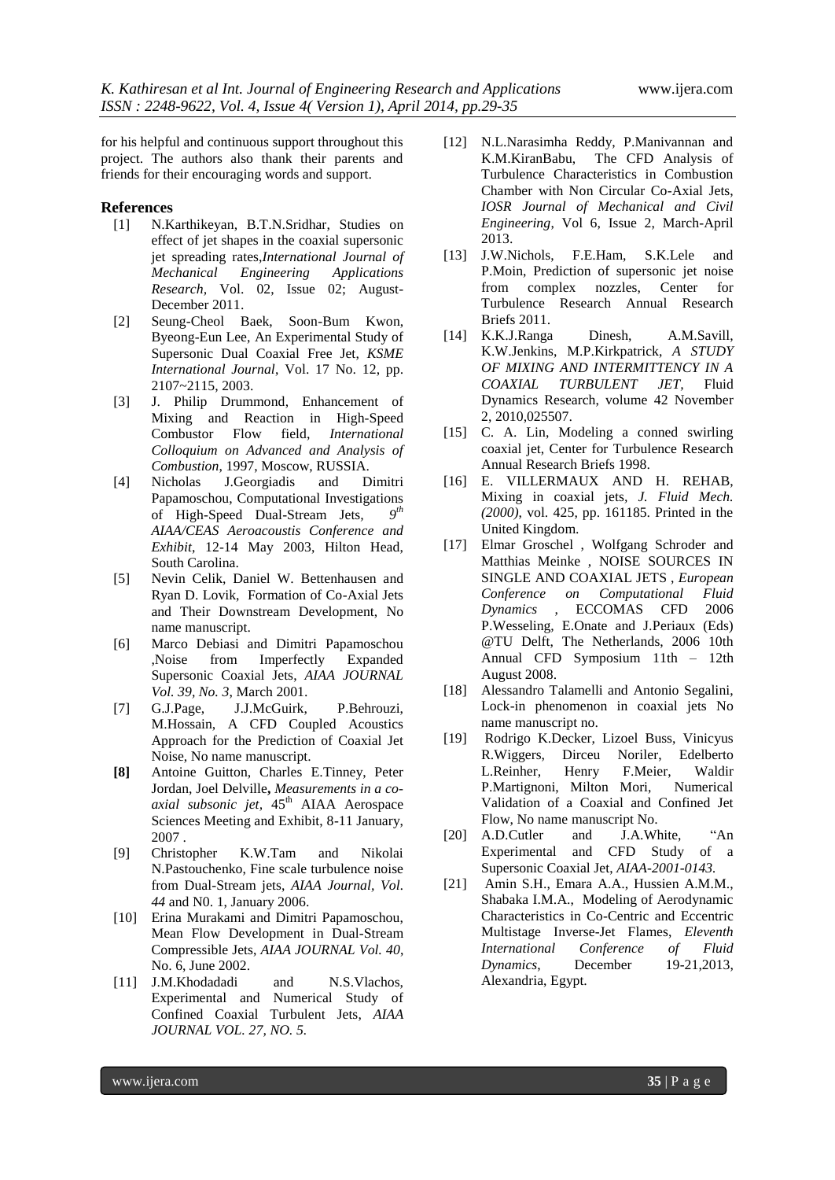for his helpful and continuous support throughout this project. The authors also thank their parents and friends for their encouraging words and support.

## References

[1] N.Karthikeyan, B.T.N.Sridhar, Studies on effect of jet shapes in the coaxial supersonic jet spreading rates,*International Journal of Mechanical Engineering Applications Research*, Vol. 02, Issue 02; August-December 2011.

[2] Seung-Cheol Baek, Soon-Bum Kwon, Byeong-Eun Lee, An Experimental Study of Supersonic Dual Coaxial Free Jet, *KSME International Journal*, Vol. 17 No. 12, pp. 2107~2115, 2003.

[3] J. Philip Drummond, Enhancement of Mixing and Reaction in High-Speed Combustor Flow field, *International Colloquium on Advanced and Analysis of Combustion*, 1997, Moscow, RUSSIA.

[4] Nicholas J.Georgiadis and Dimitri Papamoschou, Computational Investigations of High-Speed Dual-Stream Jets, *9th AIAA/CEAS Aeroacoustis Conference and Exhibit*, 12-14 May 2003, Hilton Head, South Carolina.

[5] Nevin Celik, Daniel W. Bettenhausen and Ryan D. Lovik, Formation of Co-Axial Jets and Their Downstream Development, No name manuscript.

[6] Marco Debiasi and Dimitri Papamoschou ,Noise from Imperfectly Expanded Supersonic Coaxial Jets, *AIAA JOURNAL Vol. 39, No. 3*, March 2001.

[7] G.J.Page, J.J.McGuirk, P.Behrouzi, M.Hossain, A CFD Coupled Acoustics Approach for the Prediction of Coaxial Jet Noise, No name manuscript.

**[8]** Antoine Guitton, Charles E.Tinney, Peter Jordan, Joel Delville**,** *Measurements in a co-axial subsonic jet*, 45th AIAA Aerospace Sciences Meeting and Exhibit, 8-11 January, 2007 .

[9] Christopher K.W.Tam and Nikolai N.Pastouchenko, Fine scale turbulence noise from Dual-Stream jets, *AIAA Journal, Vol. 44* and N0. 1, January 2006.

[10] Erina Murakami and Dimitri Papamoschou, Mean Flow Development in Dual-Stream Compressible Jets, *AIAA JOURNAL Vol. 40*, No. 6, June 2002.

[11] J.M.Khodadadi and N.S.Vlachos, Experimental and Numerical Study of Confined Coaxial Turbulent Jets, *AIAA JOURNAL VOL. 27, NO. 5*.

[12] N.L.Narasimha Reddy, P.Manivannan and K.M.KiranBabu, The CFD Analysis of Turbulence Characteristics in Combustion Chamber with Non Circular Co-Axial Jets, *IOSR Journal of Mechanical and Civil Engineering*, Vol 6, Issue 2, March-April 2013.

[13] J.W.Nichols, F.E.Ham, S.K.Lele and P.Moin, Prediction of supersonic jet noise from complex nozzles, Center for Turbulence Research Annual Research Briefs 2011.

[14] K.K.J.Ranga Dinesh, A.M.Savill, K.W.Jenkins, M.P.Kirkpatrick, *A STUDY OF MIXING AND INTERMITTENCY IN A COAXIAL TURBULENT JET*, Fluid Dynamics Research, volume 42 November 2, 2010,025507.

[15] C. A. Lin, Modeling a conned swirling coaxial jet, Center for Turbulence Research Annual Research Briefs 1998.

[16] E. VILLERMAUX AND H. REHAB, Mixing in coaxial jets, *J. Fluid Mech. (2000)*, vol. 425, pp. 161185. Printed in the United Kingdom.

[17] Elmar Groschel , Wolfgang Schroder and Matthias Meinke , NOISE SOURCES IN SINGLE AND COAXIAL JETS , *European Conference on Computational Fluid Dynamics* , ECCOMAS CFD 2006 P.Wesseling, E.Onate and J.Periaux (Eds) @TU Delft, The Netherlands, 2006 10th Annual CFD Symposium 11th – 12th August 2008.

[18] Alessandro Talamelli and Antonio Segalini, Lock-in phenomenon in coaxial jets No name manuscript no.

[19] Rodrigo K.Decker, Lizoel Buss, Vinicyus R.Wiggers, Dirceu Noriler, Edelberto L.Reinher, Henry F.Meier, Waldir P.Martignoni, Milton Mori, Numerical Validation of a Coaxial and Confined Jet Flow, No name manuscript No.

[20] A.D.Cutler and J.A.White, "An Experimental and CFD Study of a Supersonic Coaxial Jet, *AIAA-2001-0143.*

[21] Amin S.H., Emara A.A., Hussien A.M.M., Shabaka I.M.A., Modeling of Aerodynamic Characteristics in Co-Centric and Eccentric Multistage Inverse-Jet Flames, *Eleventh International Conference of Fluid Dynamics*, December 19-21,2013, Alexandria, Egypt.